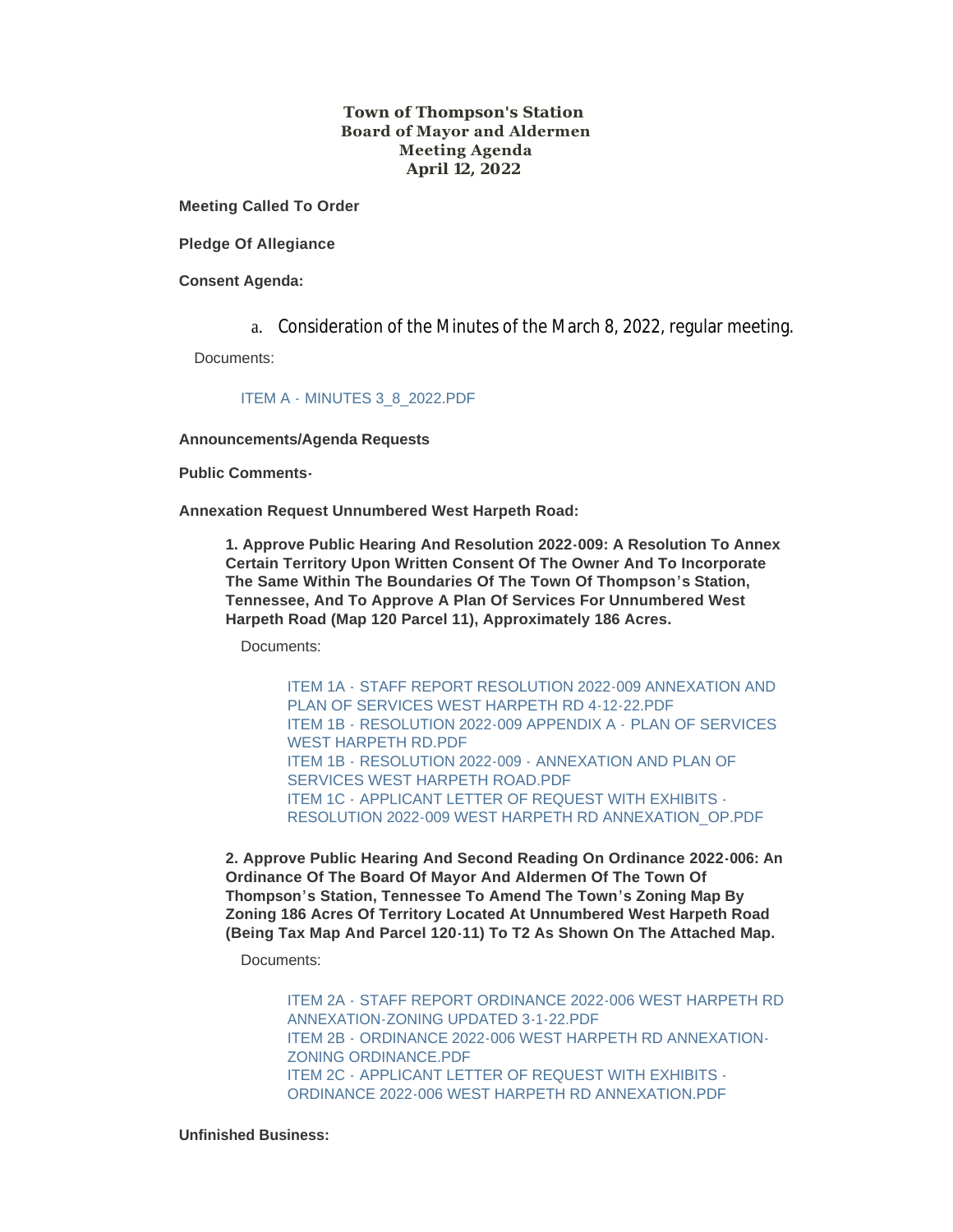# Town of Thompson's Station
## Board of Mayor and Aldermen
## Meeting Agenda
## April 12, 2022

**Meeting Called To Order**

**Pledge Of Allegiance**

**Consent Agenda:**

a. Consideration of the Minutes of the March 8, 2022, regular meeting.

Documents:

ITEM A - MINUTES 3_8_2022.PDF

**Announcements/Agenda Requests**

**Public Comments-**

**Annexation Request Unnumbered West Harpeth Road:**

**1. Approve Public Hearing And Resolution 2022-009: A Resolution To Annex Certain Territory Upon Written Consent Of The Owner And To Incorporate The Same Within The Boundaries Of The Town Of Thompson's Station, Tennessee, And To Approve A Plan Of Services For Unnumbered West Harpeth Road (Map 120 Parcel 11), Approximately 186 Acres.**

Documents:

ITEM 1A - STAFF REPORT RESOLUTION 2022-009 ANNEXATION AND PLAN OF SERVICES WEST HARPETH RD 4-12-22.PDF
ITEM 1B - RESOLUTION 2022-009 APPENDIX A - PLAN OF SERVICES WEST HARPETH RD.PDF
ITEM 1B - RESOLUTION 2022-009 - ANNEXATION AND PLAN OF SERVICES WEST HARPETH ROAD.PDF
ITEM 1C - APPLICANT LETTER OF REQUEST WITH EXHIBITS - RESOLUTION 2022-009 WEST HARPETH RD ANNEXATION_OP.PDF

**2. Approve Public Hearing And Second Reading On Ordinance 2022-006: An Ordinance Of The Board Of Mayor And Aldermen Of The Town Of Thompson's Station, Tennessee To Amend The Town's Zoning Map By Zoning 186 Acres Of Territory Located At Unnumbered West Harpeth Road (Being Tax Map And Parcel 120-11) To T2 As Shown On The Attached Map.**

Documents:

ITEM 2A - STAFF REPORT ORDINANCE 2022-006 WEST HARPETH RD ANNEXATION-ZONING UPDATED 3-1-22.PDF
ITEM 2B - ORDINANCE 2022-006 WEST HARPETH RD ANNEXATION-ZONING ORDINANCE.PDF
ITEM 2C - APPLICANT LETTER OF REQUEST WITH EXHIBITS - ORDINANCE 2022-006 WEST HARPETH RD ANNEXATION.PDF

**Unfinished Business:**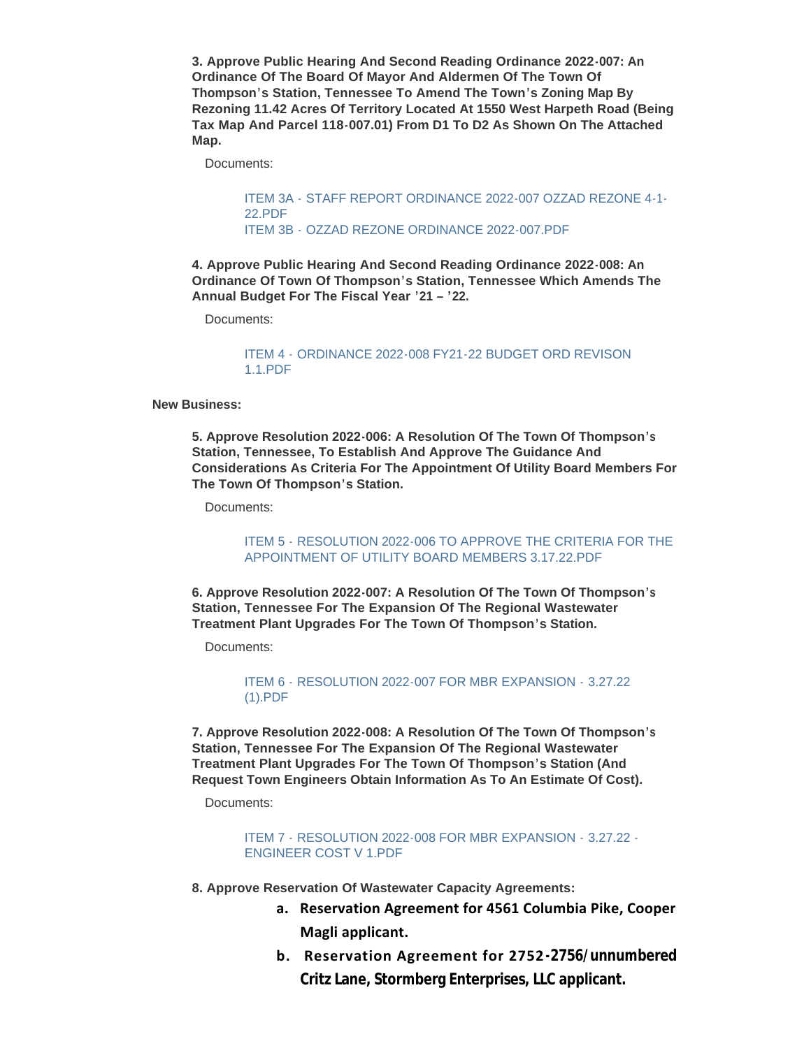**3. Approve Public Hearing And Second Reading Ordinance 2022-007: An Ordinance Of The Board Of Mayor And Aldermen Of The Town Of Thompson's Station, Tennessee To Amend The Town's Zoning Map By Rezoning 11.42 Acres Of Territory Located At 1550 West Harpeth Road (Being Tax Map And Parcel 118-007.01) From D1 To D2 As Shown On The Attached Map.**

Documents:

ITEM 3A - STAFF REPORT ORDINANCE 2022-007 OZZAD REZONE 4-1-22.PDF
ITEM 3B - OZZAD REZONE ORDINANCE 2022-007.PDF

**4. Approve Public Hearing And Second Reading Ordinance 2022-008: An Ordinance Of Town Of Thompson's Station, Tennessee Which Amends The Annual Budget For The Fiscal Year '21 – '22.**

Documents:

ITEM 4 - ORDINANCE 2022-008 FY21-22 BUDGET ORD REVISON 1.1.PDF

**New Business:**

**5. Approve Resolution 2022-006: A Resolution Of The Town Of Thompson's Station, Tennessee, To Establish And Approve The Guidance And Considerations As Criteria For The Appointment Of Utility Board Members For The Town Of Thompson's Station.**

Documents:

ITEM 5 - RESOLUTION 2022-006 TO APPROVE THE CRITERIA FOR THE APPOINTMENT OF UTILITY BOARD MEMBERS 3.17.22.PDF

**6. Approve Resolution 2022-007: A Resolution Of The Town Of Thompson's Station, Tennessee For The Expansion Of The Regional Wastewater Treatment Plant Upgrades For The Town Of Thompson's Station.**

Documents:

ITEM 6 - RESOLUTION 2022-007 FOR MBR EXPANSION - 3.27.22 (1).PDF

**7. Approve Resolution 2022-008: A Resolution Of The Town Of Thompson's Station, Tennessee For The Expansion Of The Regional Wastewater Treatment Plant Upgrades For The Town Of Thompson's Station (And Request Town Engineers Obtain Information As To An Estimate Of Cost).**

Documents:

ITEM 7 - RESOLUTION 2022-008 FOR MBR EXPANSION - 3.27.22 - ENGINEER COST V 1.PDF

**8. Approve Reservation Of Wastewater Capacity Agreements:**

a. **Reservation Agreement for 4561 Columbia Pike, Cooper Magli applicant.**
b. **Reservation Agreement for 2752-2756/unnumbered Critz Lane, Stormberg Enterprises, LLC applicant.**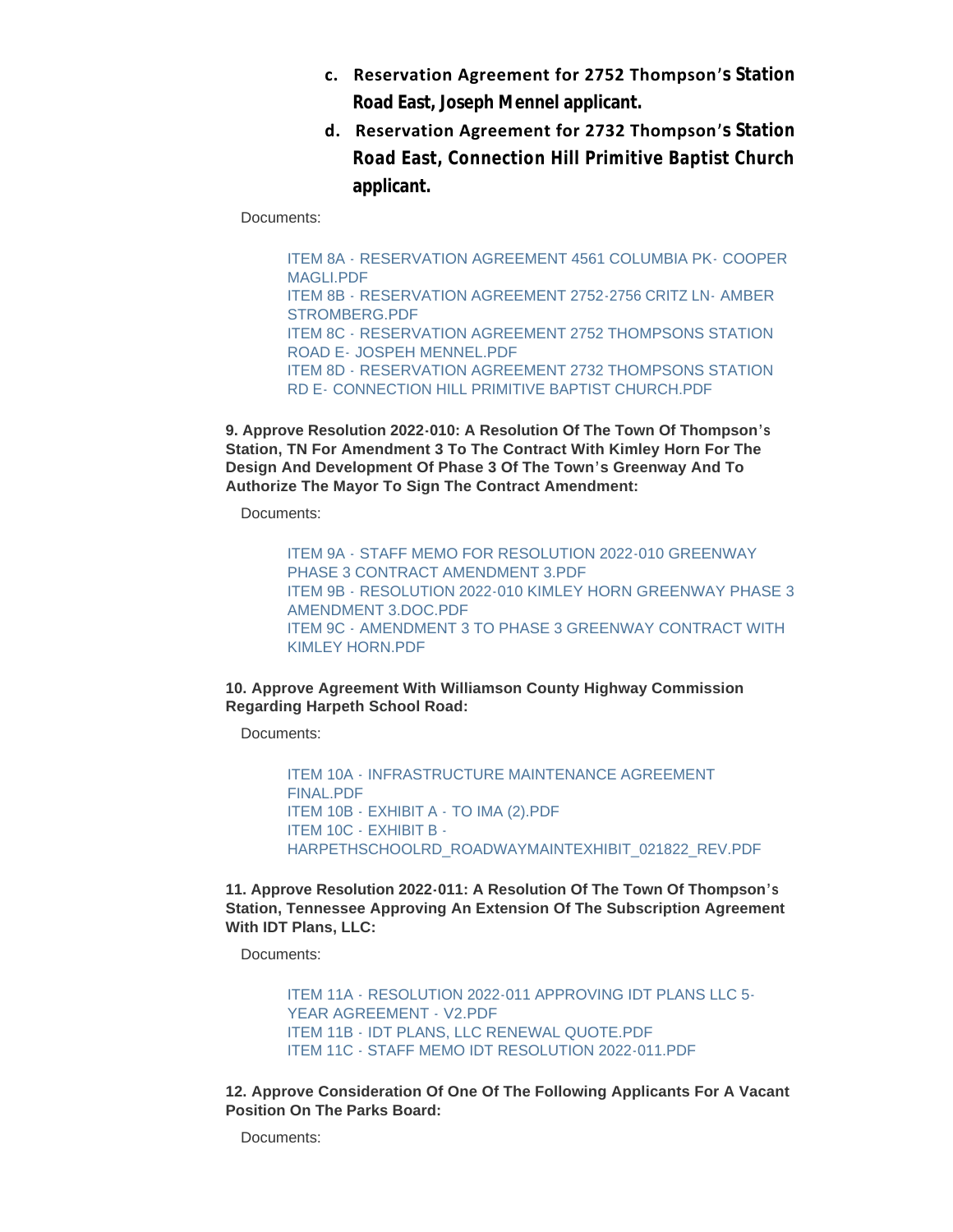c. **Reservation Agreement for 2752 Thompson's Station Road East, Joseph Mennel applicant.**

d. **Reservation Agreement for 2732 Thompson's Station Road East, Connection Hill Primitive Baptist Church applicant.**

Documents:

- ITEM 8A - RESERVATION AGREEMENT 4561 COLUMBIA PK- COOPER MAGLI.PDF
- ITEM 8B - RESERVATION AGREEMENT 2752-2756 CRITZ LN- AMBER STROMBERG.PDF
- ITEM 8C - RESERVATION AGREEMENT 2752 THOMPSONS STATION ROAD E- JOSPEH MENNEL.PDF
- ITEM 8D - RESERVATION AGREEMENT 2732 THOMPSONS STATION RD E- CONNECTION HILL PRIMITIVE BAPTIST CHURCH.PDF

**9. Approve Resolution 2022-010: A Resolution Of The Town Of Thompson's Station, TN For Amendment 3 To The Contract With Kimley Horn For The Design And Development Of Phase 3 Of The Town's Greenway And To Authorize The Mayor To Sign The Contract Amendment:**

Documents:

- ITEM 9A - STAFF MEMO FOR RESOLUTION 2022-010 GREENWAY PHASE 3 CONTRACT AMENDMENT 3.PDF
- ITEM 9B - RESOLUTION 2022-010 KIMLEY HORN GREENWAY PHASE 3 AMENDMENT 3.DOC.PDF
- ITEM 9C - AMENDMENT 3 TO PHASE 3 GREENWAY CONTRACT WITH KIMLEY HORN.PDF

**10. Approve Agreement With Williamson County Highway Commission Regarding Harpeth School Road:**

Documents:

- ITEM 10A - INFRASTRUCTURE MAINTENANCE AGREEMENT FINAL.PDF
- ITEM 10B - EXHIBIT A - TO IMA (2).PDF
- ITEM 10C - EXHIBIT B - HARPETHSCHOOLRD_ROADWAYMAINTEXHIBIT_021822_REV.PDF

**11. Approve Resolution 2022-011: A Resolution Of The Town Of Thompson's Station, Tennessee Approving An Extension Of The Subscription Agreement With IDT Plans, LLC:**

Documents:

- ITEM 11A - RESOLUTION 2022-011 APPROVING IDT PLANS LLC 5-YEAR AGREEMENT - V2.PDF
- ITEM 11B - IDT PLANS, LLC RENEWAL QUOTE.PDF
- ITEM 11C - STAFF MEMO IDT RESOLUTION 2022-011.PDF

**12. Approve Consideration Of One Of The Following Applicants For A Vacant Position On The Parks Board:**

Documents: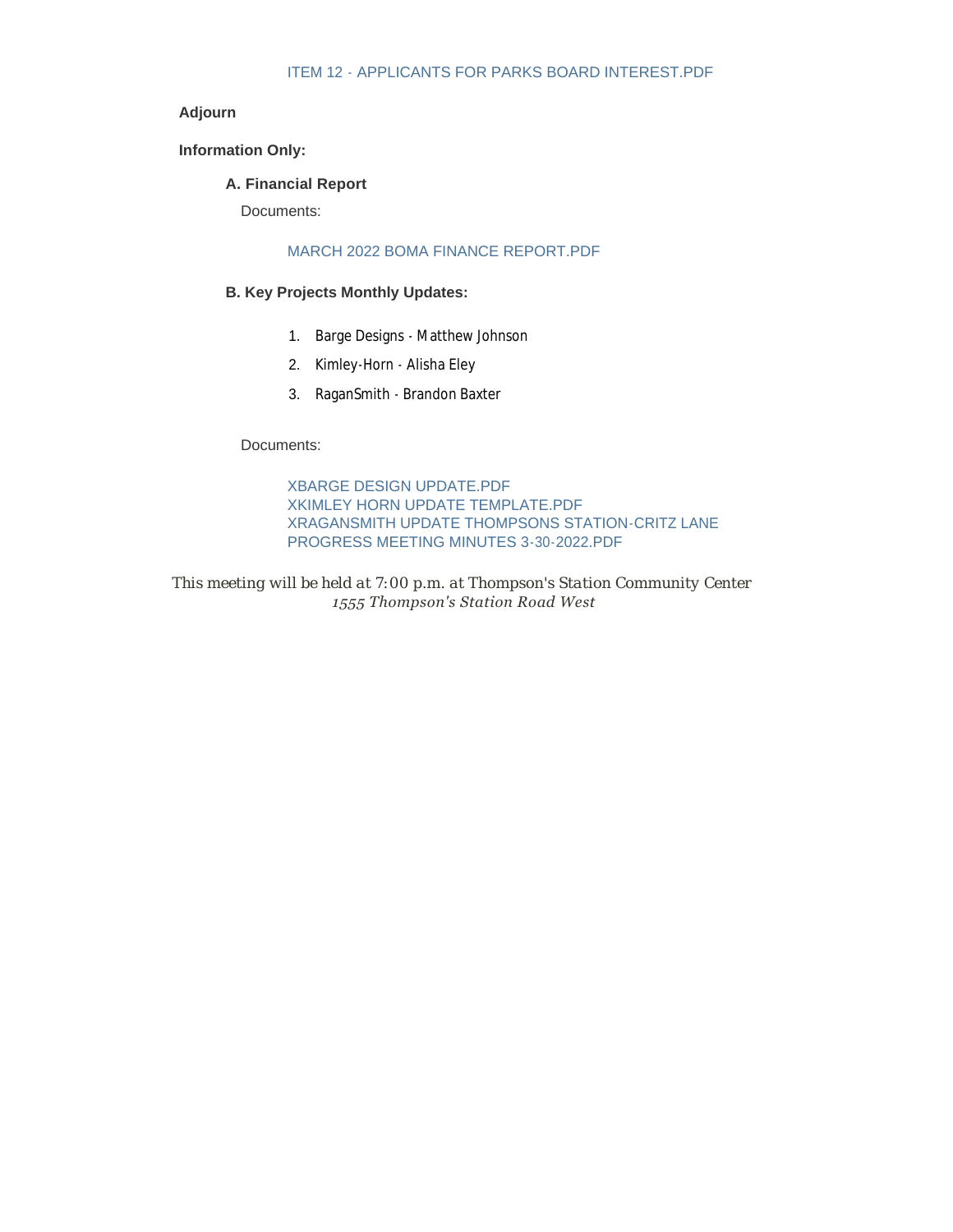ITEM 12 - APPLICANTS FOR PARKS BOARD INTEREST.PDF

**Adjourn**

**Information Only:**

**A. Financial Report**

Documents:

MARCH 2022 BOMA FINANCE REPORT.PDF

**B. Key Projects Monthly Updates:**

1. Barge Designs - Matthew Johnson
2. Kimley-Horn - Alisha Eley
3. RaganSmith - Brandon Baxter

Documents:

XBARGE DESIGN UPDATE.PDF
XKIMLEY HORN UPDATE TEMPLATE.PDF
XRAGANSMITH UPDATE THOMPSONS STATION-CRITZ LANE PROGRESS MEETING MINUTES 3-30-2022.PDF

This meeting will be held at 7:00 p.m. at Thompson's Station Community Center
*1555 Thompson's Station Road West*